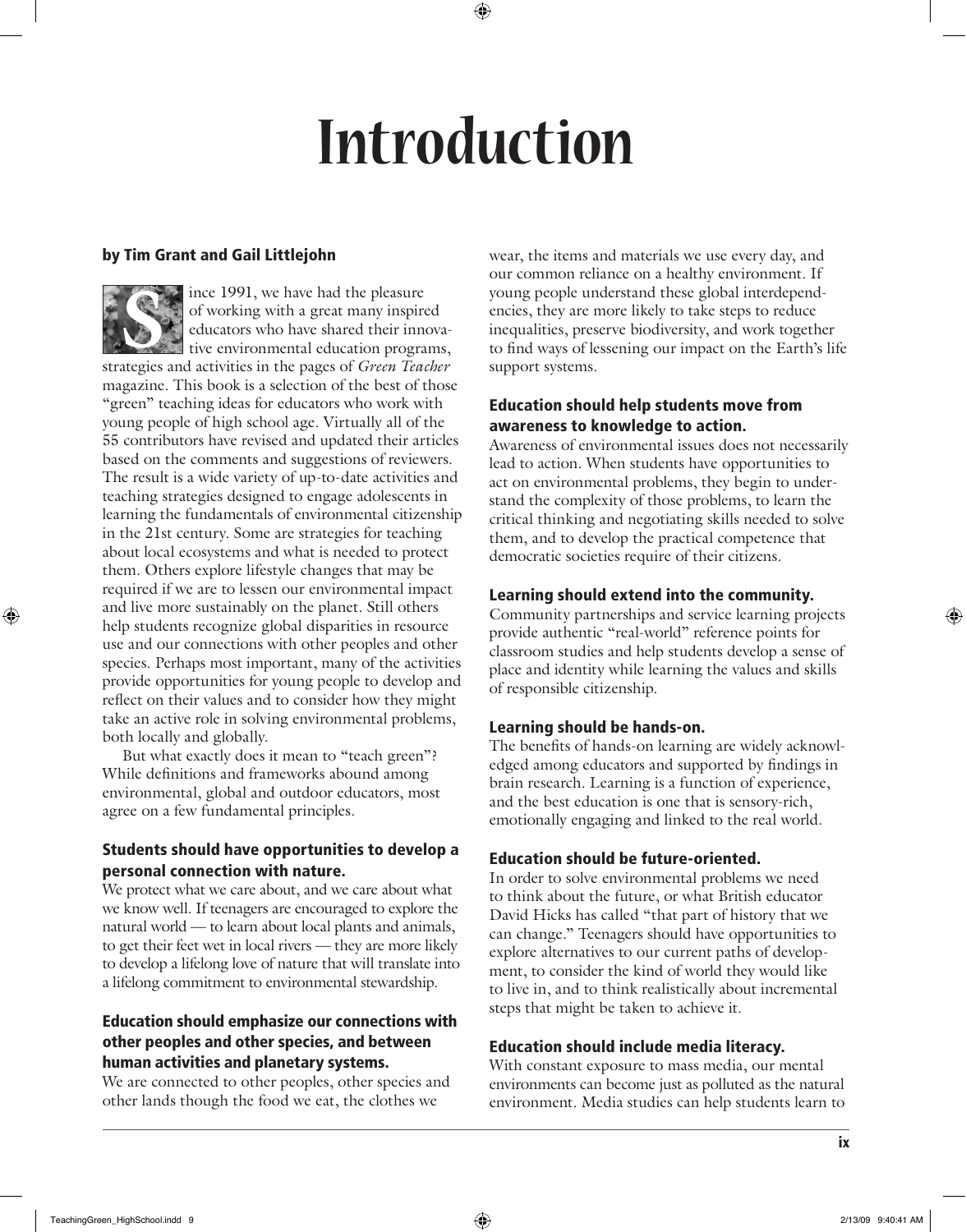# Introduction

**by Tim Grant and Gail Littlejohn**

Since 1991, we have had the pleasure of working with a great many inspired educators who have shared their innovative environmental education programs, strategies and activities in the pages of *Green Teacher* magazine. This book is a selection of the best of those "green" teaching ideas for educators who work with young people of high school age. Virtually all of the 55 contributors have revised and updated their articles based on the comments and suggestions of reviewers. The result is a wide variety of up-to-date activities and teaching strategies designed to engage adolescents in learning the fundamentals of environmental citizenship in the 21st century. Some are strategies for teaching about local ecosystems and what is needed to protect them. Others explore lifestyle changes that may be required if we are to lessen our environmental impact and live more sustainably on the planet. Still others help students recognize global disparities in resource use and our connections with other peoples and other species. Perhaps most important, many of the activities provide opportunities for young people to develop and reflect on their values and to consider how they might take an active role in solving environmental problems, both locally and globally.

But what exactly does it mean to "teach green"? While definitions and frameworks abound among environmental, global and outdoor educators, most agree on a few fundamental principles.

### Students should have opportunities to develop a personal connection with nature.

We protect what we care about, and we care about what we know well. If teenagers are encouraged to explore the natural world — to learn about local plants and animals, to get their feet wet in local rivers — they are more likely to develop a lifelong love of nature that will translate into a lifelong commitment to environmental stewardship.

### Education should emphasize our connections with other peoples and other species, and between human activities and planetary systems.

We are connected to other peoples, other species and other lands though the food we eat, the clothes we wear, the items and materials we use every day, and our common reliance on a healthy environment. If young people understand these global interdependencies, they are more likely to take steps to reduce inequalities, preserve biodiversity, and work together to find ways of lessening our impact on the Earth's life support systems.

### Education should help students move from awareness to knowledge to action.

Awareness of environmental issues does not necessarily lead to action. When students have opportunities to act on environmental problems, they begin to understand the complexity of those problems, to learn the critical thinking and negotiating skills needed to solve them, and to develop the practical competence that democratic societies require of their citizens.

### Learning should extend into the community.

Community partnerships and service learning projects provide authentic "real-world" reference points for classroom studies and help students develop a sense of place and identity while learning the values and skills of responsible citizenship.

### Learning should be hands-on.

The benefits of hands-on learning are widely acknowledged among educators and supported by findings in brain research. Learning is a function of experience, and the best education is one that is sensory-rich, emotionally engaging and linked to the real world.

### Education should be future-oriented.

In order to solve environmental problems we need to think about the future, or what British educator David Hicks has called "that part of history that we can change." Teenagers should have opportunities to explore alternatives to our current paths of development, to consider the kind of world they would like to live in, and to think realistically about incremental steps that might be taken to achieve it.

### Education should include media literacy.

With constant exposure to mass media, our mental environments can become just as polluted as the natural environment. Media studies can help students learn to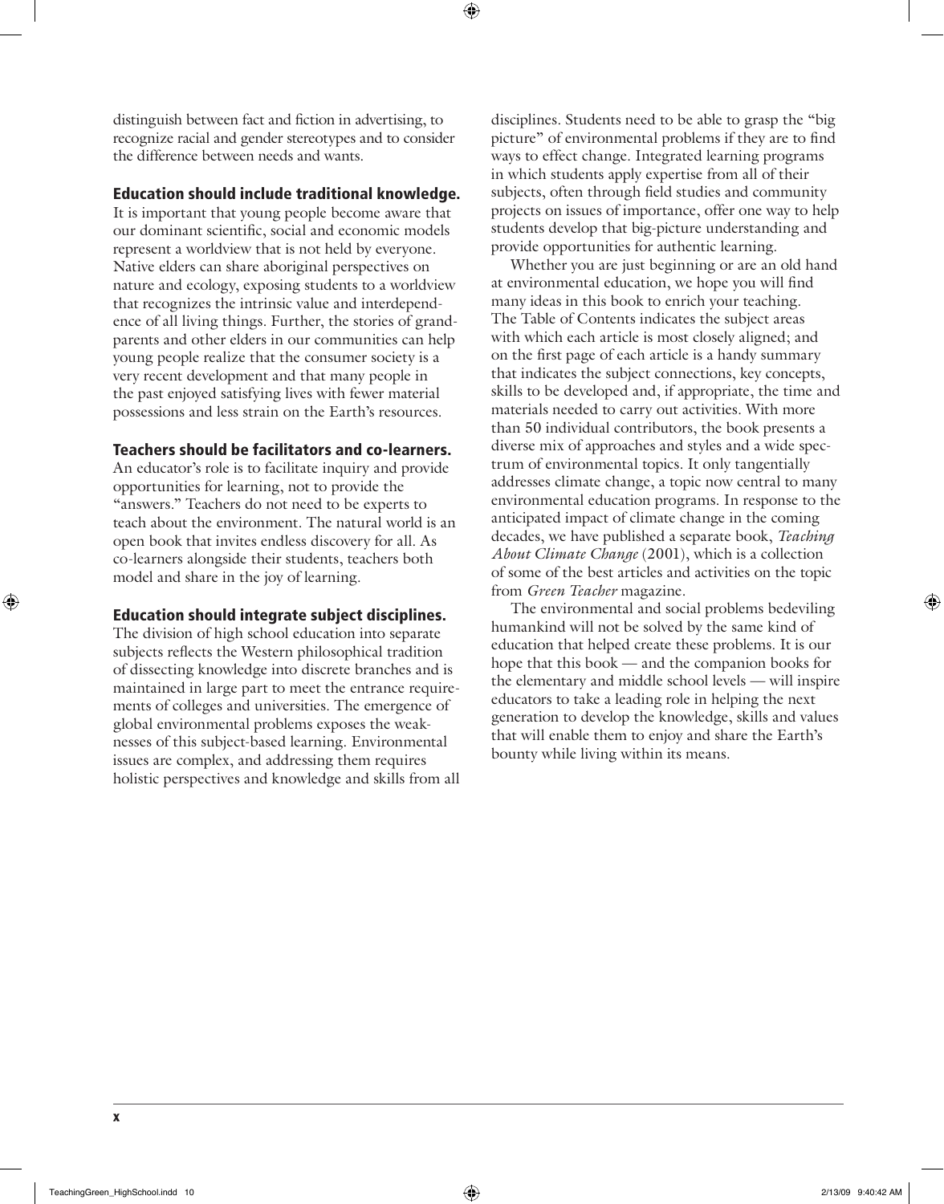distinguish between fact and fiction in advertising, to recognize racial and gender stereotypes and to consider the difference between needs and wants.

### Education should include traditional knowledge.

It is important that young people become aware that our dominant scientific, social and economic models represent a worldview that is not held by everyone. Native elders can share aboriginal perspectives on nature and ecology, exposing students to a worldview that recognizes the intrinsic value and interdependence of all living things. Further, the stories of grandparents and other elders in our communities can help young people realize that the consumer society is a very recent development and that many people in the past enjoyed satisfying lives with fewer material possessions and less strain on the Earth's resources.

### Teachers should be facilitators and co-learners.

An educator's role is to facilitate inquiry and provide opportunities for learning, not to provide the "answers." Teachers do not need to be experts to teach about the environment. The natural world is an open book that invites endless discovery for all. As co-learners alongside their students, teachers both model and share in the joy of learning.

### Education should integrate subject disciplines.

The division of high school education into separate subjects reflects the Western philosophical tradition of dissecting knowledge into discrete branches and is maintained in large part to meet the entrance requirements of colleges and universities. The emergence of global environmental problems exposes the weaknesses of this subject-based learning. Environmental issues are complex, and addressing them requires holistic perspectives and knowledge and skills from all disciplines. Students need to be able to grasp the "big picture" of environmental problems if they are to find ways to effect change. Integrated learning programs in which students apply expertise from all of their subjects, often through field studies and community projects on issues of importance, offer one way to help students develop that big-picture understanding and provide opportunities for authentic learning.

Whether you are just beginning or are an old hand at environmental education, we hope you will find many ideas in this book to enrich your teaching. The Table of Contents indicates the subject areas with which each article is most closely aligned; and on the first page of each article is a handy summary that indicates the subject connections, key concepts, skills to be developed and, if appropriate, the time and materials needed to carry out activities. With more than 50 individual contributors, the book presents a diverse mix of approaches and styles and a wide spectrum of environmental topics. It only tangentially addresses climate change, a topic now central to many environmental education programs. In response to the anticipated impact of climate change in the coming decades, we have published a separate book, *Teaching About Climate Change* (2001), which is a collection of some of the best articles and activities on the topic from *Green Teacher* magazine.

The environmental and social problems bedeviling humankind will not be solved by the same kind of education that helped create these problems. It is our hope that this book — and the companion books for the elementary and middle school levels — will inspire educators to take a leading role in helping the next generation to develop the knowledge, skills and values that will enable them to enjoy and share the Earth's bounty while living within its means.